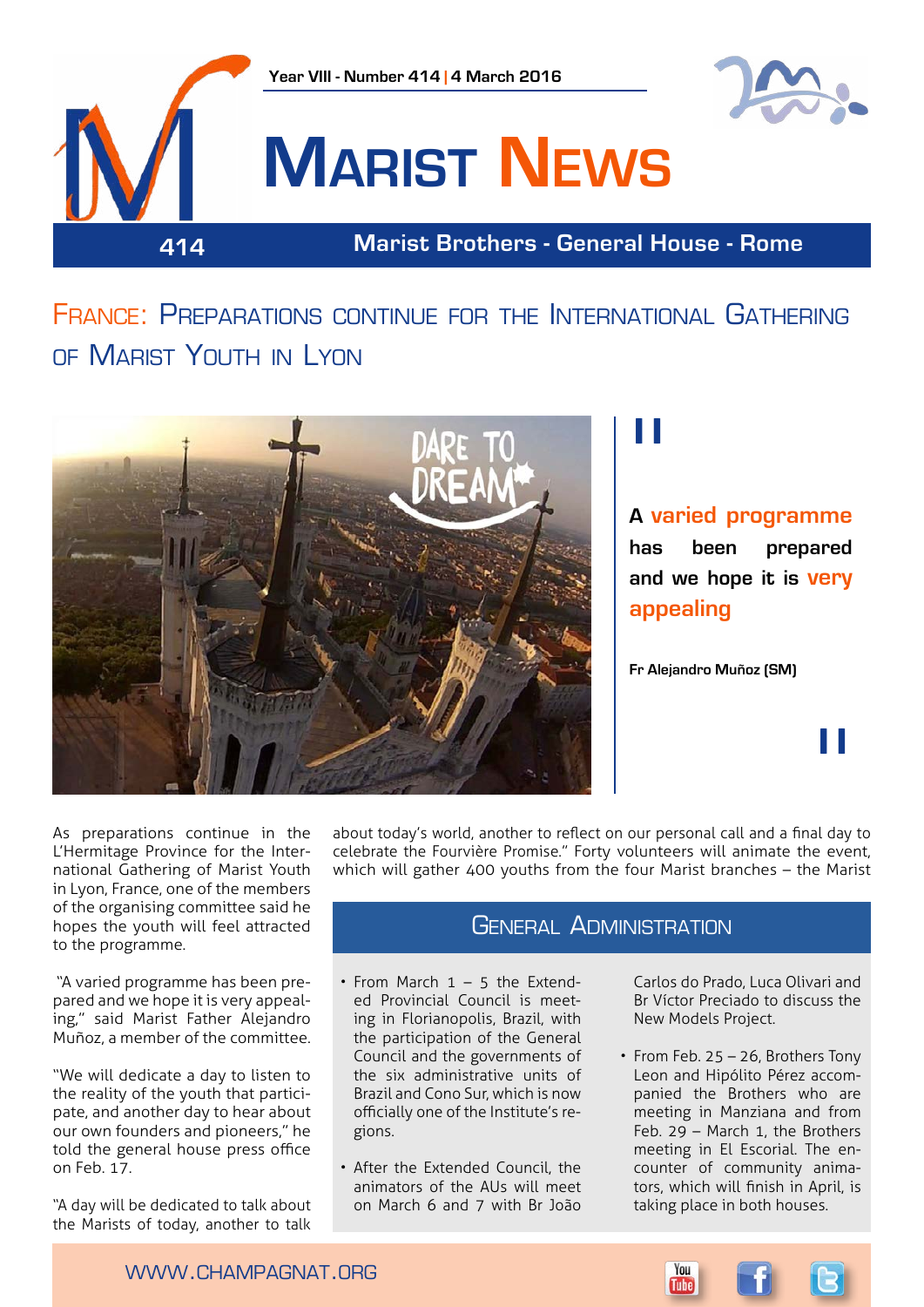Year VIII - Number 414 | 4 March 2016

# Marist News

414 Marist Brothers - General House - Rome

## France: Preparations continue for the International Gathering of Marist Youth in Lyon

> **A varied programme has been prepared and we hope it is very appealing**
>
> **Fr Alejandro Muñoz (SM)**

As preparations continue in the L'Hermitage Province for the International Gathering of Marist Youth in Lyon, France, one of the members of the organising committee said he hopes the youth will feel attracted to the programme.

"A varied programme has been prepared and we hope it is very appealing," said Marist Father Alejandro Muñoz, a member of the committee.

"We will dedicate a day to listen to the reality of the youth that participate, and another day to hear about our own founders and pioneers," he told the general house press office on Feb. 17.

"A day will be dedicated to talk about the Marists of today, another to talk about today's world, another to reflect on our personal call and a final day to celebrate the Fourvière Promise." Forty volunteers will animate the event, which will gather 400 youths from the four Marist branches – the Marist

## General Administration

- From March 1 – 5 the Extended Provincial Council is meeting in Florianopolis, Brazil, with the participation of the General Council and the governments of the six administrative units of Brazil and Cono Sur, which is now officially one of the Institute's regions.
- After the Extended Council, the animators of the AUs will meet on March 6 and 7 with Br João Carlos do Prado, Luca Olivari and Br Víctor Preciado to discuss the New Models Project.
- From Feb. 25 – 26, Brothers Tony Leon and Hipólito Pérez accompanied the Brothers who are meeting in Manziana and from Feb. 29 – March 1, the Brothers meeting in El Escorial. The encounter of community animators, which will finish in April, is taking place in both houses.

WWW.CHAMPAGNAT.ORG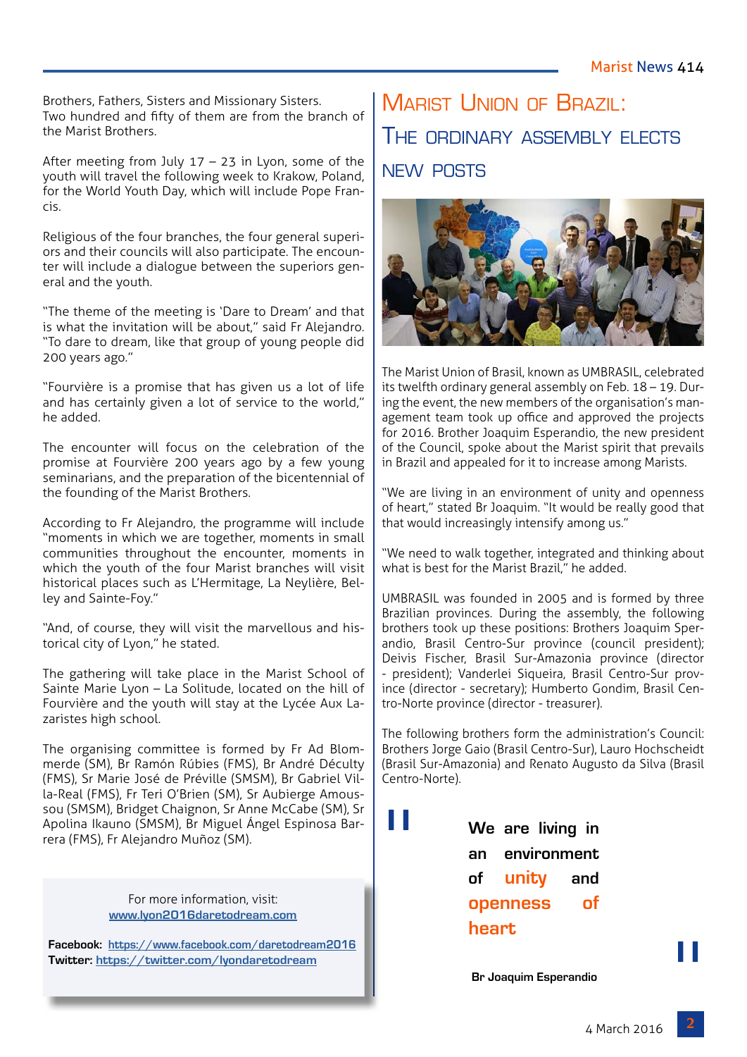Brothers, Fathers, Sisters and Missionary Sisters. Two hundred and fifty of them are from the branch of the Marist Brothers.

After meeting from July 17 – 23 in Lyon, some of the youth will travel the following week to Krakow, Poland, for the World Youth Day, which will include Pope Francis.

Religious of the four branches, the four general superiors and their councils will also participate. The encounter will include a dialogue between the superiors general and the youth.

"The theme of the meeting is 'Dare to Dream' and that is what the invitation will be about," said Fr Alejandro. "To dare to dream, like that group of young people did 200 years ago."

"Fourvière is a promise that has given us a lot of life and has certainly given a lot of service to the world," he added.

The encounter will focus on the celebration of the promise at Fourvière 200 years ago by a few young seminarians, and the preparation of the bicentennial of the founding of the Marist Brothers.

According to Fr Alejandro, the programme will include "moments in which we are together, moments in small communities throughout the encounter, moments in which the youth of the four Marist branches will visit historical places such as L'Hermitage, La Neylière, Belley and Sainte-Foy."

"And, of course, they will visit the marvellous and historical city of Lyon," he stated.

The gathering will take place in the Marist School of Sainte Marie Lyon – La Solitude, located on the hill of Fourvière and the youth will stay at the Lycée Aux Lazaristes high school.

The organising committee is formed by Fr Ad Blommerde (SM), Br Ramón Rúbies (FMS), Br André Déculty (FMS), Sr Marie José de Préville (SMSM), Br Gabriel Villa-Real (FMS), Fr Teri O'Brien (SM), Sr Aubierge Amoussou (SMSM), Bridget Chaignon, Sr Anne McCabe (SM), Sr Apolina Ikauno (SMSM), Br Miguel Ángel Espinosa Barrera (FMS), Fr Alejandro Muñoz (SM).

> For more information, visit: www.lyon2016daretodream.com
>
> **Facebook:** https://www.facebook.com/daretodream2016
> **Twitter:** https://twitter.com/lyondaretodream

## Marist Union of Brazil: The ordinary assembly elects new posts

The Marist Union of Brasil, known as UMBRASIL, celebrated its twelfth ordinary general assembly on Feb. 18 – 19. During the event, the new members of the organisation's management team took up office and approved the projects for 2016. Brother Joaquim Esperandio, the new president of the Council, spoke about the Marist spirit that prevails in Brazil and appealed for it to increase among Marists.

"We are living in an environment of unity and openness of heart," stated Br Joaquim. "It would be really good that that would increasingly intensify among us."

"We need to walk together, integrated and thinking about what is best for the Marist Brazil," he added.

UMBRASIL was founded in 2005 and is formed by three Brazilian provinces. During the assembly, the following brothers took up these positions: Brothers Joaquim Sperandio, Brasil Centro-Sur province (council president); Deivis Fischer, Brasil Sur-Amazonia province (director - president); Vanderlei Siqueira, Brasil Centro-Sur province (director - secretary); Humberto Gondim, Brasil Centro-Norte province (director - treasurer).

The following brothers form the administration's Council: Brothers Jorge Gaio (Brasil Centro-Sur), Lauro Hochscheidt (Brasil Sur-Amazonia) and Renato Augusto da Silva (Brasil Centro-Norte).

> **We are living in an environment of unity and openness of heart**
>
> **Br Joaquim Esperandio**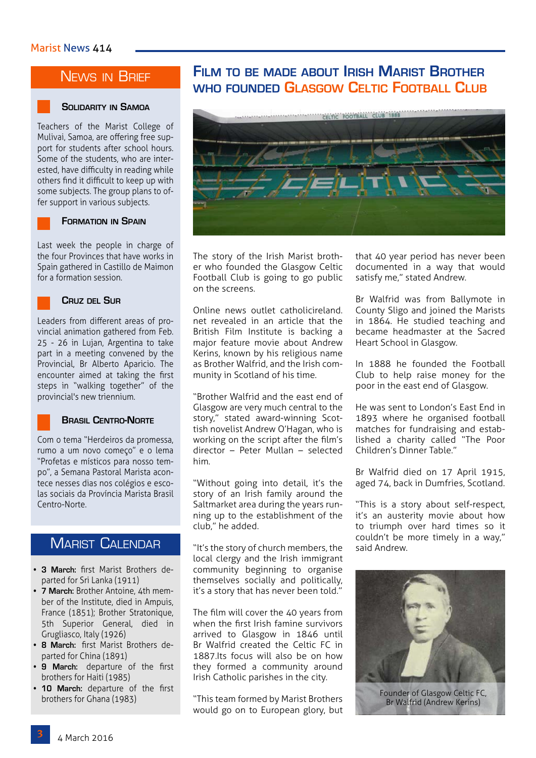## News in Brief

### Solidarity in Samoa

Teachers of the Marist College of Mulivai, Samoa, are offering free support for students after school hours. Some of the students, who are interested, have difficulty in reading while others find it difficult to keep up with some subjects. The group plans to offer support in various subjects.

### Formation in Spain

Last week the people in charge of the four Provinces that have works in Spain gathered in Castillo de Maimon for a formation session.

### Cruz del Sur

Leaders from different areas of provincial animation gathered from Feb. 25 - 26 in Lujan, Argentina to take part in a meeting convened by the Provincial, Br Alberto Aparicio. The encounter aimed at taking the first steps in "walking together" of the provincial's new triennium.

### Brasil Centro-Norte

Com o tema "Herdeiros da promessa, rumo a um novo começo" e o lema "Profetas e místicos para nosso tempo", a Semana Pastoral Marista acontece nesses dias nos colégios e escolas sociais da Província Marista Brasil Centro-Norte.

## Marist Calendar

- **3 March:** first Marist Brothers departed for Sri Lanka (1911)
- **7 March:** Brother Antoine, 4th member of the Institute, died in Ampuis, France (1851); Brother Stratonique, 5th Superior General, died in Grugliasco, Italy (1926)
- **8 March:** first Marist Brothers departed for China (1891)
- **9 March:** departure of the first brothers for Haiti (1985)
- **10 March:** departure of the first brothers for Ghana (1983)

# Film to be made about Irish Marist Brother who founded Glasgow Celtic Football Club

The story of the Irish Marist brother who founded the Glasgow Celtic Football Club is going to go public on the screens.

Online news outlet catholicireland.net revealed in an article that the British Film Institute is backing a major feature movie about Andrew Kerins, known by his religious name as Brother Walfrid, and the Irish community in Scotland of his time.

"Brother Walfrid and the east end of Glasgow are very much central to the story," stated award-winning Scottish novelist Andrew O'Hagan, who is working on the script after the film's director – Peter Mullan – selected him.

"Without going into detail, it's the story of an Irish family around the Saltmarket area during the years running up to the establishment of the club," he added.

"It's the story of church members, the local clergy and the Irish immigrant community beginning to organise themselves socially and politically, it's a story that has never been told."

The film will cover the 40 years from when the first Irish famine survivors arrived to Glasgow in 1846 until Br Walfrid created the Celtic FC in 1887.Its focus will also be on how they formed a community around Irish Catholic parishes in the city.

"This team formed by Marist Brothers would go on to European glory, but that 40 year period has never been documented in a way that would satisfy me," stated Andrew.

Br Walfrid was from Ballymote in County Sligo and joined the Marists in 1864. He studied teaching and became headmaster at the Sacred Heart School in Glasgow.

In 1888 he founded the Football Club to help raise money for the poor in the east end of Glasgow.

He was sent to London's East End in 1893 where he organised football matches for fundraising and established a charity called "The Poor Children's Dinner Table."

Br Walfrid died on 17 April 1915, aged 74, back in Dumfries, Scotland.

"This is a story about self-respect, it's an austerity movie about how to triumph over hard times so it couldn't be more timely in a way," said Andrew.

Founder of Glasgow Celtic FC, Br Walfrid (Andrew Kerins)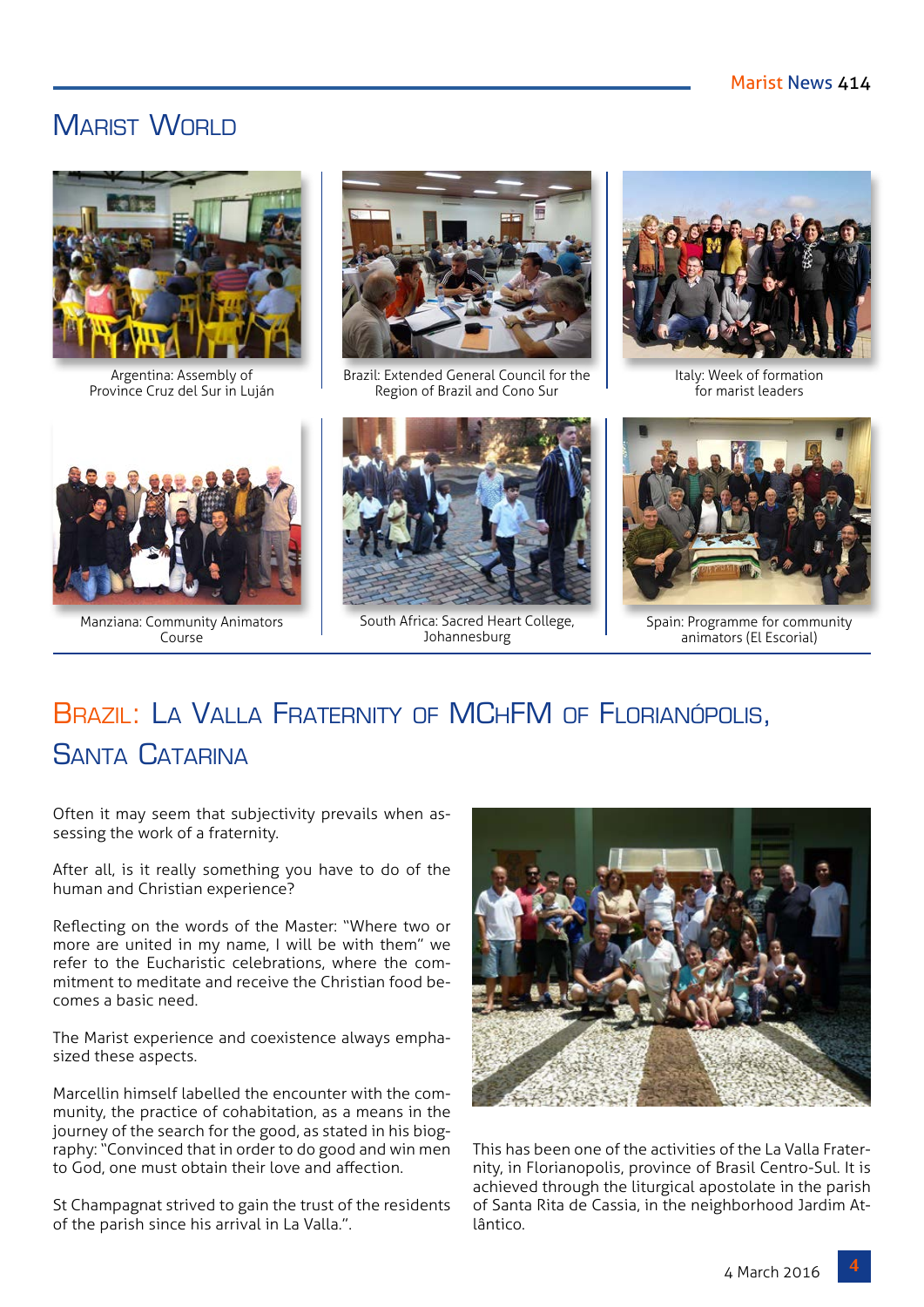# Marist World

Argentina: Assembly of Province Cruz del Sur in Luján

Brazil: Extended General Council for the Region of Brazil and Cono Sur

Italy: Week of formation for marist leaders

Manziana: Community Animators Course

South Africa: Sacred Heart College, Johannesburg

Spain: Programme for community animators (El Escorial)

## Brazil: La Valla Fraternity of MChFM of Florianópolis, Santa Catarina

Often it may seem that subjectivity prevails when assessing the work of a fraternity.

After all, is it really something you have to do of the human and Christian experience?

Reflecting on the words of the Master: "Where two or more are united in my name, I will be with them" we refer to the Eucharistic celebrations, where the commitment to meditate and receive the Christian food becomes a basic need.

The Marist experience and coexistence always emphasized these aspects.

Marcellin himself labelled the encounter with the community, the practice of cohabitation, as a means in the journey of the search for the good, as stated in his biography: "Convinced that in order to do good and win men to God, one must obtain their love and affection.

St Champagnat strived to gain the trust of the residents of the parish since his arrival in La Valla.".

This has been one of the activities of the La Valla Fraternity, in Florianopolis, province of Brasil Centro-Sul. It is achieved through the liturgical apostolate in the parish of Santa Rita de Cassia, in the neighborhood Jardim Atlântico.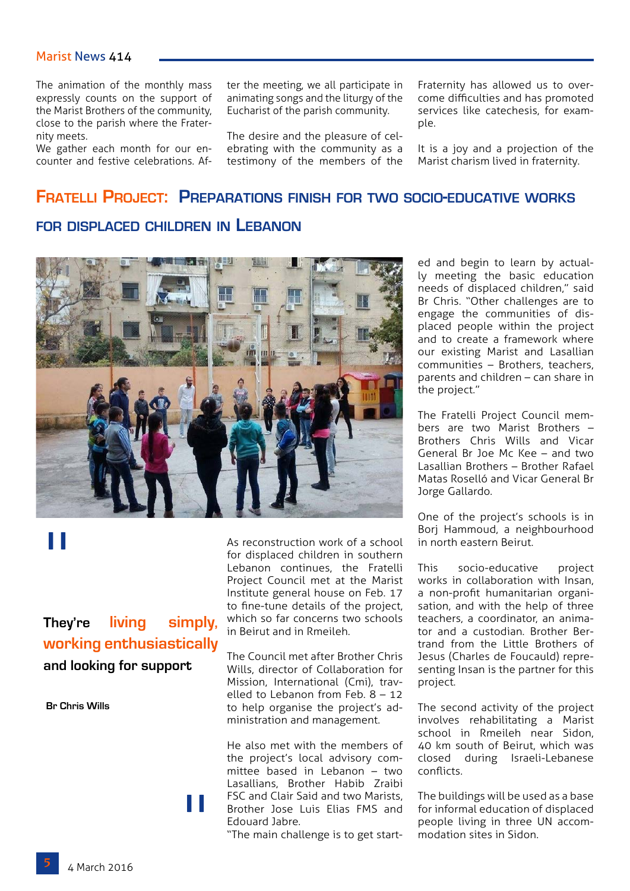The animation of the monthly mass expressly counts on the support of the Marist Brothers of the community, close to the parish where the Fraternity meets.
We gather each month for our encounter and festive celebrations. After the meeting, we all participate in animating songs and the liturgy of the Eucharist of the parish community.

The desire and the pleasure of celebrating with the community as a testimony of the members of the Fraternity has allowed us to overcome difficulties and has promoted services like catechesis, for example.

It is a joy and a projection of the Marist charism lived in fraternity.

## Fratelli Project: Preparations finish for two socio-educative works for displaced children in Lebanon

> **They're living simply, working enthusiastically and looking for support**
>
> **Br Chris Wills**

As reconstruction work of a school for displaced children in southern Lebanon continues, the Fratelli Project Council met at the Marist Institute general house on Feb. 17 to fine-tune details of the project, which so far concerns two schools in Beirut and in Rmeileh.

The Council met after Brother Chris Wills, director of Collaboration for Mission, International (Cmi), travelled to Lebanon from Feb. 8 – 12 to help organise the project's administration and management.

He also met with the members of the project's local advisory committee based in Lebanon – two Lasallians, Brother Habib Zraibi FSC and Clair Said and two Marists, Brother Jose Luis Elias FMS and Edouard Jabre.
"The main challenge is to get started and begin to learn by actually meeting the basic education needs of displaced children," said Br Chris. "Other challenges are to engage the communities of displaced people within the project and to create a framework where our existing Marist and Lasallian communities – Brothers, teachers, parents and children – can share in the project."

The Fratelli Project Council members are two Marist Brothers – Brothers Chris Wills and Vicar General Br Joe Mc Kee – and two Lasallian Brothers – Brother Rafael Matas Roselló and Vicar General Br Jorge Gallardo.

One of the project's schools is in Borj Hammoud, a neighbourhood in north eastern Beirut.

This socio-educative project works in collaboration with Insan, a non-profit humanitarian organisation, and with the help of three teachers, a coordinator, an animator and a custodian. Brother Bertrand from the Little Brothers of Jesus (Charles de Foucauld) representing Insan is the partner for this project.

The second activity of the project involves rehabilitating a Marist school in Rmeileh near Sidon, 40 km south of Beirut, which was closed during Israeli-Lebanese conflicts.

The buildings will be used as a base for informal education of displaced people living in three UN accommodation sites in Sidon.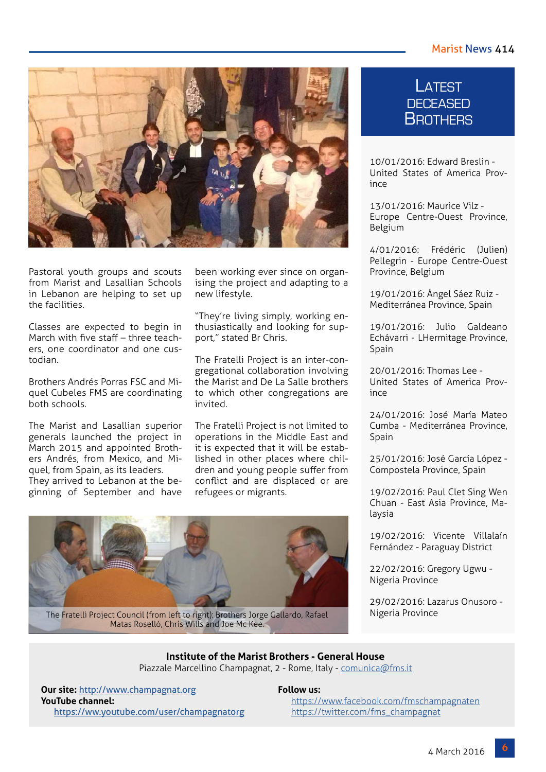Pastoral youth groups and scouts from Marist and Lasallian Schools in Lebanon are helping to set up the facilities.

Classes are expected to begin in March with five staff – three teachers, one coordinator and one custodian.

Brothers Andrés Porras FSC and Miquel Cubeles FMS are coordinating both schools.

The Marist and Lasallian superior generals launched the project in March 2015 and appointed Brothers Andrés, from Mexico, and Miquel, from Spain, as its leaders. They arrived to Lebanon at the beginning of September and have been working ever since on organising the project and adapting to a new lifestyle.

"They're living simply, working enthusiastically and looking for support," stated Br Chris.

The Fratelli Project is an inter-congregational collaboration involving the Marist and De La Salle brothers to which other congregations are invited.

The Fratelli Project is not limited to operations in the Middle East and it is expected that it will be established in other places where children and young people suffer from conflict and are displaced or are refugees or migrants.

The Fratelli Project Council (from left to right): Brothers Jorge Gallardo, Rafael Matas Roselló, Chris Wills and Joe Mc Kee.

## Latest deceased Brothers

10/01/2016: Edward Breslin - United States of America Province

13/01/2016: Maurice Vilz - Europe Centre-Ouest Province, Belgium

4/01/2016: Frédéric (Julien) Pellegrin - Europe Centre-Ouest Province, Belgium

19/01/2016: Ángel Sáez Ruiz - Mediterránea Province, Spain

19/01/2016: Julio Galdeano Echávarri - LHermitage Province, Spain

20/01/2016: Thomas Lee - United States of America Province

24/01/2016: José María Mateo Cumba - Mediterránea Province, Spain

25/01/2016: José García López - Compostela Province, Spain

19/02/2016: Paul Clet Sing Wen Chuan - East Asia Province, Malaysia

19/02/2016: Vicente Villalaín Fernández - Paraguay District

22/02/2016: Gregory Ugwu - Nigeria Province

29/02/2016: Lazarus Onusoro - Nigeria Province

**Institute of the Marist Brothers - General House**
Piazzale Marcellino Champagnat, 2 - Rome, Italy - comunica@fms.it

**Our site:** http://www.champagnat.org
**YouTube channel:**
https://ww.youtube.com/user/champagnatorg

**Follow us:**
https://www.facebook.com/fmschampagnaten
https://twitter.com/fms_champagnat